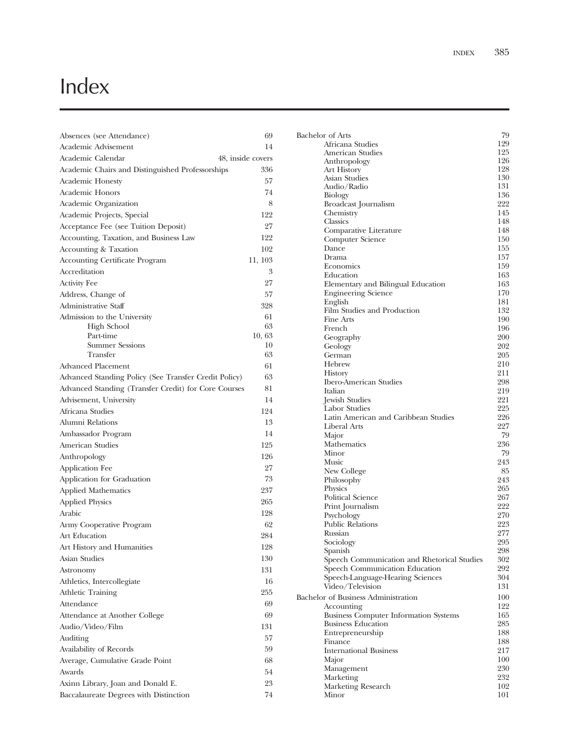# Index

| Entry | Page |
|---|---|
| Absences (see Attendance) | 69 |
| Academic Advisement | 14 |
| Academic Calendar | 48, inside covers |
| Academic Chairs and Distinguished Professorships | 336 |
| Academic Honesty | 57 |
| Academic Honors | 74 |
| Academic Organization | 8 |
| Academic Projects, Special | 122 |
| Acceptance Fee (see Tuition Deposit) | 27 |
| Accounting, Taxation, and Business Law | 122 |
| Accounting & Taxation | 102 |
| Accounting Certificate Program | 11, 103 |
| Accreditation | 3 |
| Activity Fee | 27 |
| Address, Change of | 57 |
| Administrative Staff | 328 |
| Admission to the University | 61 |
| High School | 63 |
| Part-time | 10, 63 |
| Summer Sessions | 10 |
| Transfer | 63 |
| Advanced Placement | 61 |
| Advanced Standing Policy (See Transfer Credit Policy) | 63 |
| Advanced Standing (Transfer Credit) for Core Courses | 81 |
| Advisement, University | 14 |
| Africana Studies | 124 |
| Alumni Relations | 13 |
| Ambassador Program | 14 |
| American Studies | 125 |
| Anthropology | 126 |
| Application Fee | 27 |
| Application for Graduation | 73 |
| Applied Mathematics | 237 |
| Applied Physics | 265 |
| Arabic | 128 |
| Army Cooperative Program | 62 |
| Art Education | 284 |
| Art History and Humanities | 128 |
| Asian Studies | 130 |
| Astronomy | 131 |
| Athletics, Intercollegiate | 16 |
| Athletic Training | 255 |
| Attendance | 69 |
| Attendance at Another College | 69 |
| Audio/Video/Film | 131 |
| Auditing | 57 |
| Availability of Records | 59 |
| Average, Cumulative Grade Point | 68 |
| Awards | 54 |
| Axinn Library, Joan and Donald E. | 23 |
| Baccalaureate Degrees with Distinction | 74 |
| Bachelor of Arts | 79 |
| Africana Studies | 129 |
| American Studies | 125 |
| Anthropology | 126 |
| Art History | 128 |
| Asian Studies | 130 |
| Audio/Radio | 131 |
| Biology | 136 |
| Broadcast Journalism | 222 |
| Chemistry | 145 |
| Classics | 148 |
| Comparative Literature | 148 |
| Computer Science | 150 |
| Dance | 155 |
| Drama | 157 |
| Economics | 159 |
| Education | 163 |
| Elementary and Bilingual Education | 163 |
| Engineering Science | 170 |
| English | 181 |
| Film Studies and Production | 132 |
| Fine Arts | 190 |
| French | 196 |
| Geography | 200 |
| Geology | 202 |
| German | 205 |
| Hebrew | 210 |
| History | 211 |
| Ibero-American Studies | 298 |
| Italian | 219 |
| Jewish Studies | 221 |
| Labor Studies | 225 |
| Latin American and Caribbean Studies | 226 |
| Liberal Arts | 227 |
| Major | 79 |
| Mathematics | 236 |
| Minor | 79 |
| Music | 243 |
| New College | 85 |
| Philosophy | 243 |
| Physics | 265 |
| Political Science | 267 |
| Print Journalism | 222 |
| Psychology | 270 |
| Public Relations | 223 |
| Russian | 277 |
| Sociology | 295 |
| Spanish | 298 |
| Speech Communication and Rhetorical Studies | 302 |
| Speech Communication Education | 292 |
| Speech-Language-Hearing Sciences | 304 |
| Video/Television | 131 |
| Bachelor of Business Administration | 100 |
| Accounting | 122 |
| Business Computer Information Systems | 165 |
| Business Education | 285 |
| Entrepreneurship | 188 |
| Finance | 188 |
| International Business | 217 |
| Major | 100 |
| Management | 230 |
| Marketing | 232 |
| Marketing Research | 102 |
| Minor | 101 |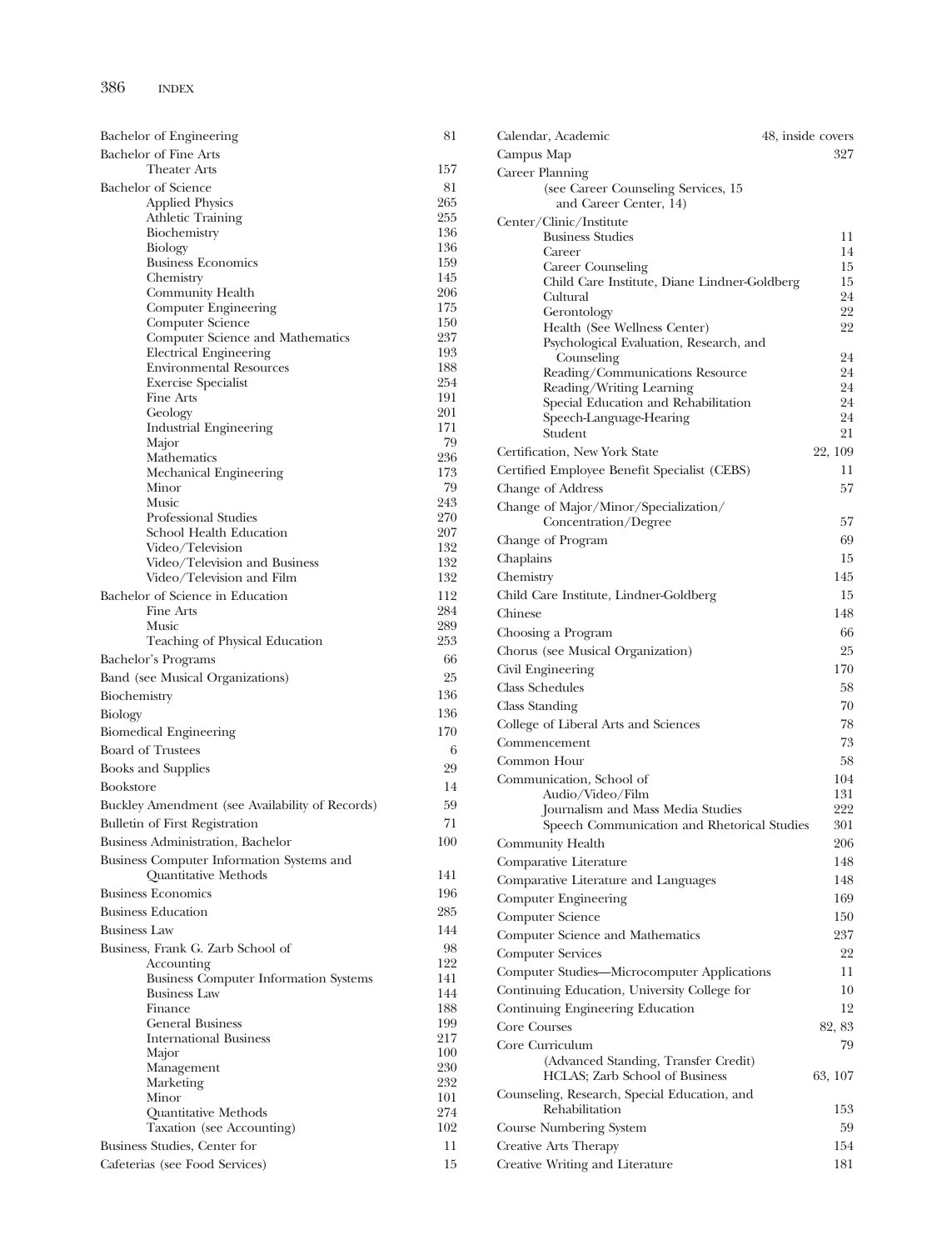Bachelor of Engineering 81

Bachelor of Fine Arts
- Theater Arts 157

Bachelor of Science 81
- Applied Physics 265
- Athletic Training 255
- Biochemistry 136
- Biology 136
- Business Economics 159
- Chemistry 145
- Community Health 206
- Computer Engineering 175
- Computer Science 150
- Computer Science and Mathematics 237
- Electrical Engineering 193
- Environmental Resources 188
- Exercise Specialist 254
- Fine Arts 191
- Geology 201
- Industrial Engineering 171
- Major 79
- Mathematics 236
- Mechanical Engineering 173
- Minor 79
- Music 243
- Professional Studies 270
- School Health Education 207
- Video/Television 132
- Video/Television and Business 132
- Video/Television and Film 132

Bachelor of Science in Education 112
- Fine Arts 284
- Music 289
- Teaching of Physical Education 253

Bachelor's Programs 66

Band (see Musical Organizations) 25

Biochemistry 136

Biology 136

Biomedical Engineering 170

Board of Trustees 6

Books and Supplies 29

Bookstore 14

Buckley Amendment (see Availability of Records) 59

Bulletin of First Registration 71

Business Administration, Bachelor 100

Business Computer Information Systems and Quantitative Methods 141

Business Economics 196

Business Education 285

Business Law 144

Business, Frank G. Zarb School of 98
- Accounting 122
- Business Computer Information Systems 141
- Business Law 144
- Finance 188
- General Business 199
- International Business 217
- Major 100
- Management 230
- Marketing 232
- Minor 101
- Quantitative Methods 274
- Taxation (see Accounting) 102

Business Studies, Center for 11

Cafeterias (see Food Services) 15

Calendar, Academic 48, inside covers

Campus Map 327

Career Planning
- (see Career Counseling Services, 15 and Career Center, 14)

Center/Clinic/Institute
- Business Studies 11
- Career 14
- Career Counseling 15
- Child Care Institute, Diane Lindner-Goldberg 15
- Cultural 24
- Gerontology 22
- Health (See Wellness Center) 22
- Psychological Evaluation, Research, and Counseling 24
- Reading/Communications Resource 24
- Reading/Writing Learning 24
- Special Education and Rehabilitation 24
- Speech-Language-Hearing 24
- Student 21

Certification, New York State 22, 109

Certified Employee Benefit Specialist (CEBS) 11

Change of Address 57

Change of Major/Minor/Specialization/Concentration/Degree 57

Change of Program 69

Chaplains 15

Chemistry 145

Child Care Institute, Lindner-Goldberg 15

Chinese 148

Choosing a Program 66

Chorus (see Musical Organization) 25

Civil Engineering 170

Class Schedules 58

Class Standing 70

College of Liberal Arts and Sciences 78

Commencement 73

Common Hour 58

Communication, School of 104
- Audio/Video/Film 131
- Journalism and Mass Media Studies 222
- Speech Communication and Rhetorical Studies 301

Community Health 206

Comparative Literature 148

Comparative Literature and Languages 148

Computer Engineering 169

Computer Science 150

Computer Science and Mathematics 237

Computer Services 22

Computer Studies—Microcomputer Applications 11

Continuing Education, University College for 10

Continuing Engineering Education 12

Core Courses 82, 83

Core Curriculum 79
- (Advanced Standing, Transfer Credit) HCLAS; Zarb School of Business 63, 107

Counseling, Research, Special Education, and Rehabilitation 153

Course Numbering System 59

Creative Arts Therapy 154

Creative Writing and Literature 181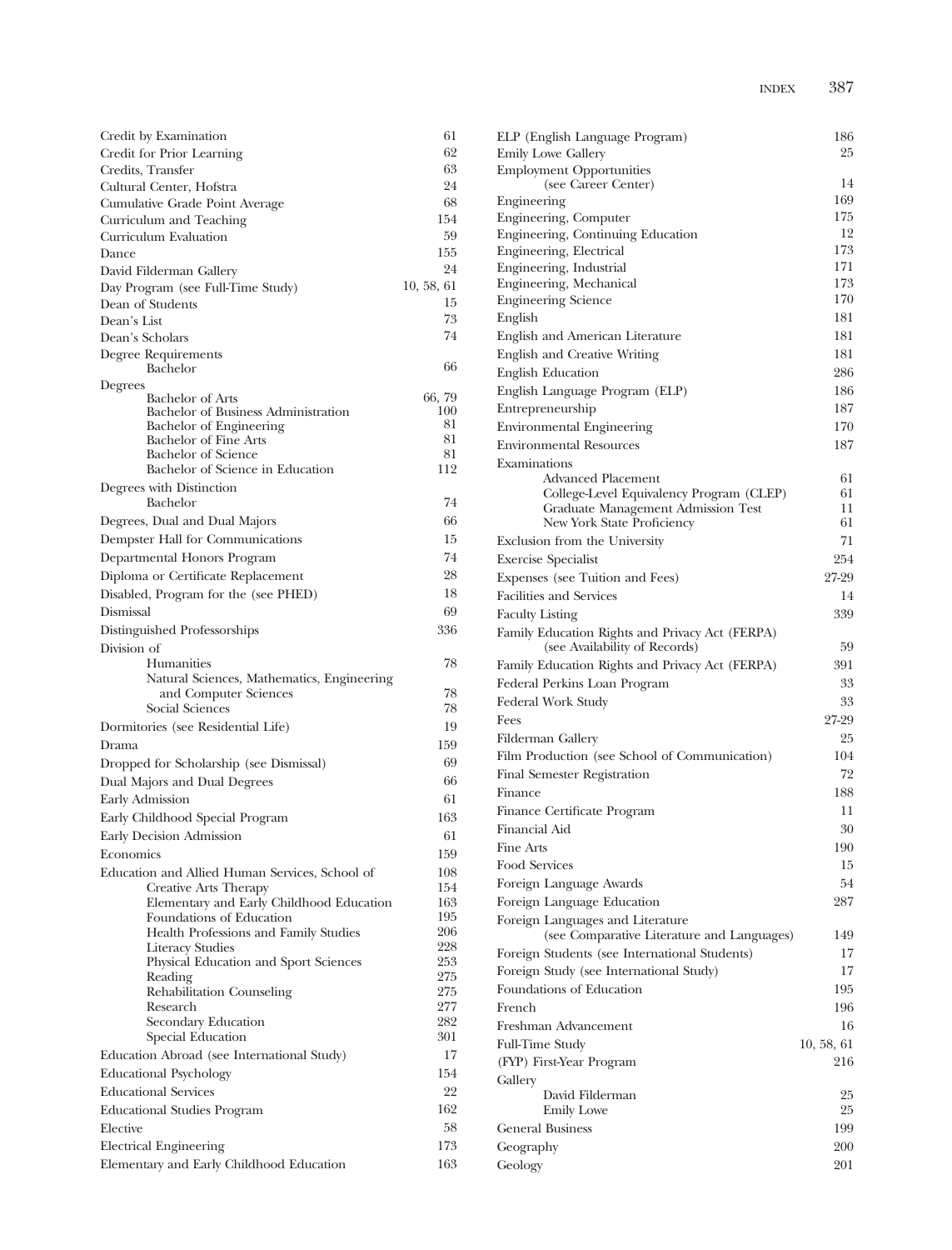Credit by Examination 61
Credit for Prior Learning 62
Credits, Transfer 63
Cultural Center, Hofstra 24
Cumulative Grade Point Average 68
Curriculum and Teaching 154
Curriculum Evaluation 59
Dance 155
David Filderman Gallery 24
Day Program (see Full-Time Study) 10, 58, 61
Dean of Students 15
Dean's List 73
Dean's Scholars 74
Degree Requirements
- Bachelor 66

Degrees
- Bachelor of Arts 66, 79
- Bachelor of Business Administration 100
- Bachelor of Engineering 81
- Bachelor of Fine Arts 81
- Bachelor of Science 81
- Bachelor of Science in Education 112

Degrees with Distinction
- Bachelor 74

Degrees, Dual and Dual Majors 66
Dempster Hall for Communications 15
Departmental Honors Program 74
Diploma or Certificate Replacement 28
Disabled, Program for the (see PHED) 18
Dismissal 69
Distinguished Professorships 336
Division of
- Humanities 78
- Natural Sciences, Mathematics, Engineering and Computer Sciences 78
- Social Sciences 78

Dormitories (see Residential Life) 19
Drama 159
Dropped for Scholarship (see Dismissal) 69
Dual Majors and Dual Degrees 66
Early Admission 61
Early Childhood Special Program 163
Early Decision Admission 61
Economics 159
Education and Allied Human Services, School of 108
- Creative Arts Therapy 154
- Elementary and Early Childhood Education 163
- Foundations of Education 195
- Health Professions and Family Studies 206
- Literacy Studies 228
- Physical Education and Sport Sciences 253
- Reading 275
- Rehabilitation Counseling 275
- Research 277
- Secondary Education 282
- Special Education 301

Education Abroad (see International Study) 17
Educational Psychology 154
Educational Services 22
Educational Studies Program 162
Elective 58
Electrical Engineering 173
Elementary and Early Childhood Education 163
ELP (English Language Program) 186
Emily Lowe Gallery 25
Employment Opportunities (see Career Center) 14
Engineering 169
Engineering, Computer 175
Engineering, Continuing Education 12
Engineering, Electrical 173
Engineering, Industrial 171
Engineering, Mechanical 173
Engineering Science 170
English 181
English and American Literature 181
English and Creative Writing 181
English Education 286
English Language Program (ELP) 186
Entrepreneurship 187
Environmental Engineering 170
Environmental Resources 187
Examinations
- Advanced Placement 61
- College-Level Equivalency Program (CLEP) 61
- Graduate Management Admission Test 11
- New York State Proficiency 61

Exclusion from the University 71
Exercise Specialist 254
Expenses (see Tuition and Fees) 27-29
Facilities and Services 14
Faculty Listing 339
Family Education Rights and Privacy Act (FERPA) (see Availability of Records) 59
Family Education Rights and Privacy Act (FERPA) 391
Federal Perkins Loan Program 33
Federal Work Study 33
Fees 27-29
Filderman Gallery 25
Film Production (see School of Communication) 104
Final Semester Registration 72
Finance 188
Finance Certificate Program 11
Financial Aid 30
Fine Arts 190
Food Services 15
Foreign Language Awards 54
Foreign Language Education 287
Foreign Languages and Literature (see Comparative Literature and Languages) 149
Foreign Students (see International Students) 17
Foreign Study (see International Study) 17
Foundations of Education 195
French 196
Freshman Advancement 16
Full-Time Study 10, 58, 61
(FYP) First-Year Program 216
Gallery
- David Filderman 25
- Emily Lowe 25

General Business 199
Geography 200
Geology 201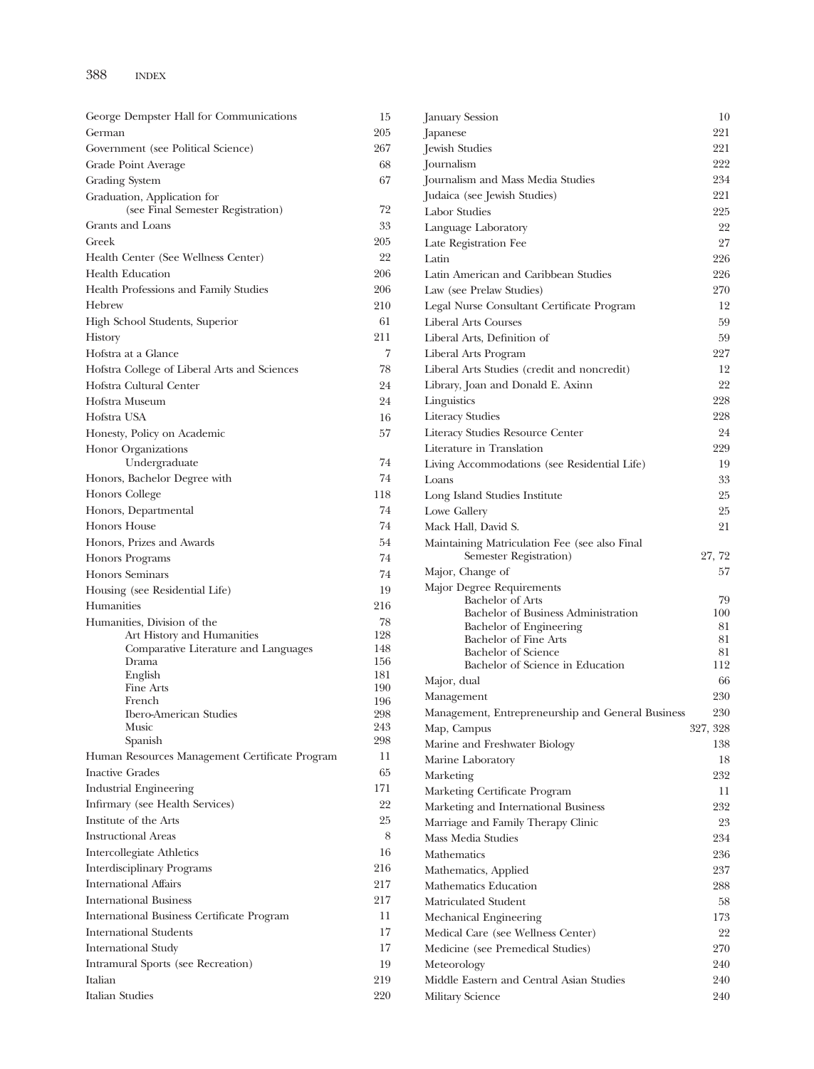| Entry | Page |
|---|---|
| George Dempster Hall for Communications | 15 |
| German | 205 |
| Government (see Political Science) | 267 |
| Grade Point Average | 68 |
| Grading System | 67 |
| Graduation, Application for (see Final Semester Registration) | 72 |
| Grants and Loans | 33 |
| Greek | 205 |
| Health Center (See Wellness Center) | 22 |
| Health Education | 206 |
| Health Professions and Family Studies | 206 |
| Hebrew | 210 |
| High School Students, Superior | 61 |
| History | 211 |
| Hofstra at a Glance | 7 |
| Hofstra College of Liberal Arts and Sciences | 78 |
| Hofstra Cultural Center | 24 |
| Hofstra Museum | 24 |
| Hofstra USA | 16 |
| Honesty, Policy on Academic | 57 |
| Honor Organizations | |
| Undergraduate | 74 |
| Honors, Bachelor Degree with | 74 |
| Honors College | 118 |
| Honors, Departmental | 74 |
| Honors House | 74 |
| Honors, Prizes and Awards | 54 |
| Honors Programs | 74 |
| Honors Seminars | 74 |
| Housing (see Residential Life) | 19 |
| Humanities | 216 |
| Humanities, Division of the | 78 |
| Art History and Humanities | 128 |
| Comparative Literature and Languages | 148 |
| Drama | 156 |
| English | 181 |
| Fine Arts | 190 |
| French | 196 |
| Ibero-American Studies | 298 |
| Music | 243 |
| Spanish | 298 |
| Human Resources Management Certificate Program | 11 |
| Inactive Grades | 65 |
| Industrial Engineering | 171 |
| Infirmary (see Health Services) | 22 |
| Institute of the Arts | 25 |
| Instructional Areas | 8 |
| Intercollegiate Athletics | 16 |
| Interdisciplinary Programs | 216 |
| International Affairs | 217 |
| International Business | 217 |
| International Business Certificate Program | 11 |
| International Students | 17 |
| International Study | 17 |
| Intramural Sports (see Recreation) | 19 |
| Italian | 219 |
| Italian Studies | 220 |
| January Session | 10 |
| Japanese | 221 |
| Jewish Studies | 221 |
| Journalism | 222 |
| Journalism and Mass Media Studies | 234 |
| Judaica (see Jewish Studies) | 221 |
| Labor Studies | 225 |
| Language Laboratory | 22 |
| Late Registration Fee | 27 |
| Latin | 226 |
| Latin American and Caribbean Studies | 226 |
| Law (see Prelaw Studies) | 270 |
| Legal Nurse Consultant Certificate Program | 12 |
| Liberal Arts Courses | 59 |
| Liberal Arts, Definition of | 59 |
| Liberal Arts Program | 227 |
| Liberal Arts Studies (credit and noncredit) | 12 |
| Library, Joan and Donald E. Axinn | 22 |
| Linguistics | 228 |
| Literacy Studies | 228 |
| Literacy Studies Resource Center | 24 |
| Literature in Translation | 229 |
| Living Accommodations (see Residential Life) | 19 |
| Loans | 33 |
| Long Island Studies Institute | 25 |
| Lowe Gallery | 25 |
| Mack Hall, David S. | 21 |
| Maintaining Matriculation Fee (see also Final Semester Registration) | 27, 72 |
| Major, Change of | 57 |
| Major Degree Requirements | |
| Bachelor of Arts | 79 |
| Bachelor of Business Administration | 100 |
| Bachelor of Engineering | 81 |
| Bachelor of Fine Arts | 81 |
| Bachelor of Science | 81 |
| Bachelor of Science in Education | 112 |
| Major, dual | 66 |
| Management | 230 |
| Management, Entrepreneurship and General Business | 230 |
| Map, Campus | 327, 328 |
| Marine and Freshwater Biology | 138 |
| Marine Laboratory | 18 |
| Marketing | 232 |
| Marketing Certificate Program | 11 |
| Marketing and International Business | 232 |
| Marriage and Family Therapy Clinic | 23 |
| Mass Media Studies | 234 |
| Mathematics | 236 |
| Mathematics, Applied | 237 |
| Mathematics Education | 288 |
| Matriculated Student | 58 |
| Mechanical Engineering | 173 |
| Medical Care (see Wellness Center) | 22 |
| Medicine (see Premedical Studies) | 270 |
| Meteorology | 240 |
| Middle Eastern and Central Asian Studies | 240 |
| Military Science | 240 |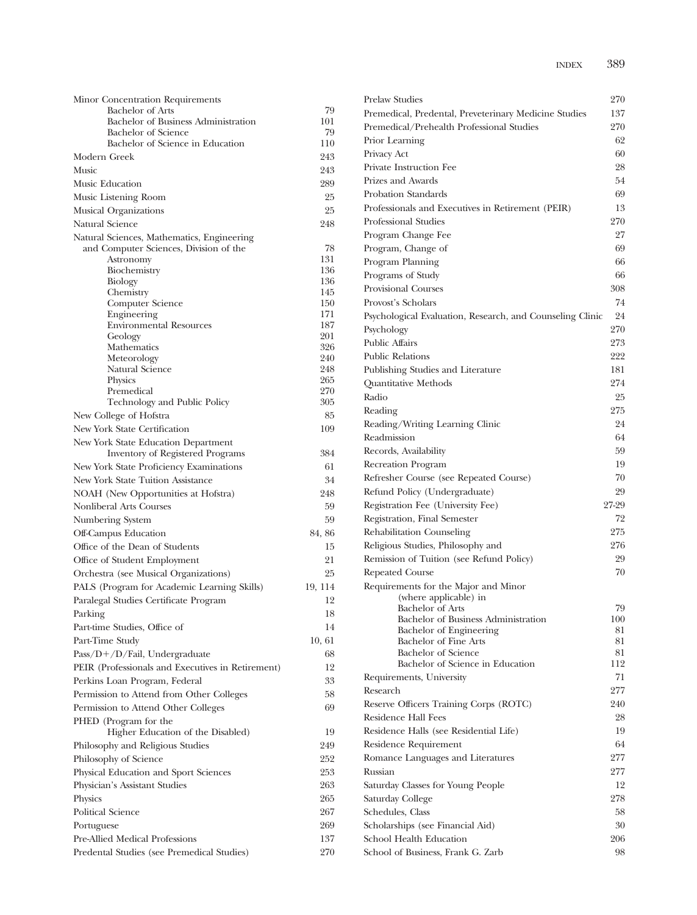Minor Concentration Requirements
- Bachelor of Arts 79
- Bachelor of Business Administration 101
- Bachelor of Science 79
- Bachelor of Science in Education 110

Modern Greek 243
Music 243
Music Education 289
Music Listening Room 25
Musical Organizations 25
Natural Science 248
Natural Sciences, Mathematics, Engineering and Computer Sciences, Division of the 78
- Astronomy 131
- Biochemistry 136
- Biology 136
- Chemistry 145
- Computer Science 150
- Engineering 171
- Environmental Resources 187
- Geology 201
- Mathematics 326
- Meteorology 240
- Natural Science 248
- Physics 265
- Premedical 270
- Technology and Public Policy 305

New College of Hofstra 85
New York State Certification 109
New York State Education Department
- Inventory of Registered Programs 384

New York State Proficiency Examinations 61
New York State Tuition Assistance 34
NOAH (New Opportunities at Hofstra) 248
Nonliberal Arts Courses 59
Numbering System 59
Off-Campus Education 84, 86
Office of the Dean of Students 15
Office of Student Employment 21
Orchestra (see Musical Organizations) 25
PALS (Program for Academic Learning Skills) 19, 114
Paralegal Studies Certificate Program 12
Parking 18
Part-time Studies, Office of 14
Part-Time Study 10, 61
Pass/D+/D/Fail, Undergraduate 68
PEIR (Professionals and Executives in Retirement) 12
Perkins Loan Program, Federal 33
Permission to Attend from Other Colleges 58
Permission to Attend Other Colleges 69
PHED (Program for the Higher Education of the Disabled) 19
Philosophy and Religious Studies 249
Philosophy of Science 252
Physical Education and Sport Sciences 253
Physician's Assistant Studies 263
Physics 265
Political Science 267
Portuguese 269
Pre-Allied Medical Professions 137
Predental Studies (see Premedical Studies) 270
Prelaw Studies 270
Premedical, Predental, Preveterinary Medicine Studies 137
Premedical/Prehealth Professional Studies 270
Prior Learning 62
Privacy Act 60
Private Instruction Fee 28
Prizes and Awards 54
Probation Standards 69
Professionals and Executives in Retirement (PEIR) 13
Professional Studies 270
Program Change Fee 27
Program, Change of 69
Program Planning 66
Programs of Study 66
Provisional Courses 308
Provost's Scholars 74
Psychological Evaluation, Research, and Counseling Clinic 24
Psychology 270
Public Affairs 273
Public Relations 222
Publishing Studies and Literature 181
Quantitative Methods 274
Radio 25
Reading 275
Reading/Writing Learning Clinic 24
Readmission 64
Records, Availability 59
Recreation Program 19
Refresher Course (see Repeated Course) 70
Refund Policy (Undergraduate) 29
Registration Fee (University Fee) 27-29
Registration, Final Semester 72
Rehabilitation Counseling 275
Religious Studies, Philosophy and 276
Remission of Tuition (see Refund Policy) 29
Repeated Course 70
Requirements for the Major and Minor (where applicable) in
- Bachelor of Arts 79
- Bachelor of Business Administration 100
- Bachelor of Engineering 81
- Bachelor of Fine Arts 81
- Bachelor of Science 81
- Bachelor of Science in Education 112

Requirements, University 71
Research 277
Reserve Officers Training Corps (ROTC) 240
Residence Hall Fees 28
Residence Halls (see Residential Life) 19
Residence Requirement 64
Romance Languages and Literatures 277
Russian 277
Saturday Classes for Young People 12
Saturday College 278
Schedules, Class 58
Scholarships (see Financial Aid) 30
School Health Education 206
School of Business, Frank G. Zarb 98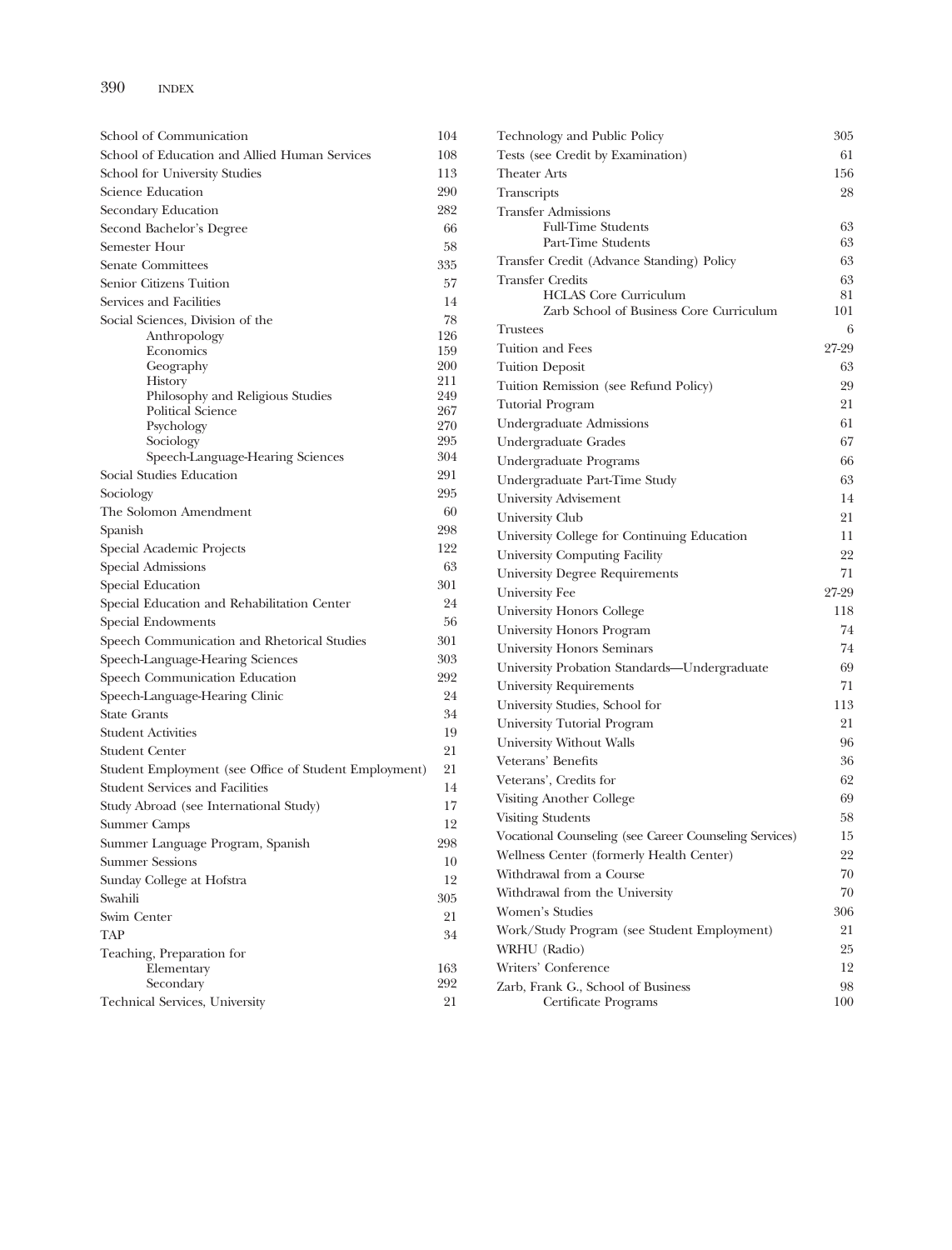| | |
|---|---|
| School of Communication | 104 |
| School of Education and Allied Human Services | 108 |
| School for University Studies | 113 |
| Science Education | 290 |
| Secondary Education | 282 |
| Second Bachelor's Degree | 66 |
| Semester Hour | 58 |
| Senate Committees | 335 |
| Senior Citizens Tuition | 57 |
| Services and Facilities | 14 |
| Social Sciences, Division of the | 78 |
| Anthropology | 126 |
| Economics | 159 |
| Geography | 200 |
| History | 211 |
| Philosophy and Religious Studies | 249 |
| Political Science | 267 |
| Psychology | 270 |
| Sociology | 295 |
| Speech-Language-Hearing Sciences | 304 |
| Social Studies Education | 291 |
| Sociology | 295 |
| The Solomon Amendment | 60 |
| Spanish | 298 |
| Special Academic Projects | 122 |
| Special Admissions | 63 |
| Special Education | 301 |
| Special Education and Rehabilitation Center | 24 |
| Special Endowments | 56 |
| Speech Communication and Rhetorical Studies | 301 |
| Speech-Language-Hearing Sciences | 303 |
| Speech Communication Education | 292 |
| Speech-Language-Hearing Clinic | 24 |
| State Grants | 34 |
| Student Activities | 19 |
| Student Center | 21 |
| Student Employment (see Office of Student Employment) | 21 |
| Student Services and Facilities | 14 |
| Study Abroad (see International Study) | 17 |
| Summer Camps | 12 |
| Summer Language Program, Spanish | 298 |
| Summer Sessions | 10 |
| Sunday College at Hofstra | 12 |
| Swahili | 305 |
| Swim Center | 21 |
| TAP | 34 |
| Teaching, Preparation for | |
| Elementary | 163 |
| Secondary | 292 |
| Technical Services, University | 21 |
| Technology and Public Policy | 305 |
| Tests (see Credit by Examination) | 61 |
| Theater Arts | 156 |
| Transcripts | 28 |
| Transfer Admissions | |
| Full-Time Students | 63 |
| Part-Time Students | 63 |
| Transfer Credit (Advance Standing) Policy | 63 |
| Transfer Credits | 63 |
| HCLAS Core Curriculum | 81 |
| Zarb School of Business Core Curriculum | 101 |
| Trustees | 6 |
| Tuition and Fees | 27-29 |
| Tuition Deposit | 63 |
| Tuition Remission (see Refund Policy) | 29 |
| Tutorial Program | 21 |
| Undergraduate Admissions | 61 |
| Undergraduate Grades | 67 |
| Undergraduate Programs | 66 |
| Undergraduate Part-Time Study | 63 |
| University Advisement | 14 |
| University Club | 21 |
| University College for Continuing Education | 11 |
| University Computing Facility | 22 |
| University Degree Requirements | 71 |
| University Fee | 27-29 |
| University Honors College | 118 |
| University Honors Program | 74 |
| University Honors Seminars | 74 |
| University Probation Standards—Undergraduate | 69 |
| University Requirements | 71 |
| University Studies, School for | 113 |
| University Tutorial Program | 21 |
| University Without Walls | 96 |
| Veterans' Benefits | 36 |
| Veterans', Credits for | 62 |
| Visiting Another College | 69 |
| Visiting Students | 58 |
| Vocational Counseling (see Career Counseling Services) | 15 |
| Wellness Center (formerly Health Center) | 22 |
| Withdrawal from a Course | 70 |
| Withdrawal from the University | 70 |
| Women's Studies | 306 |
| Work/Study Program (see Student Employment) | 21 |
| WRHU (Radio) | 25 |
| Writers' Conference | 12 |
| Zarb, Frank G., School of Business | 98 |
| Certificate Programs | 100 |